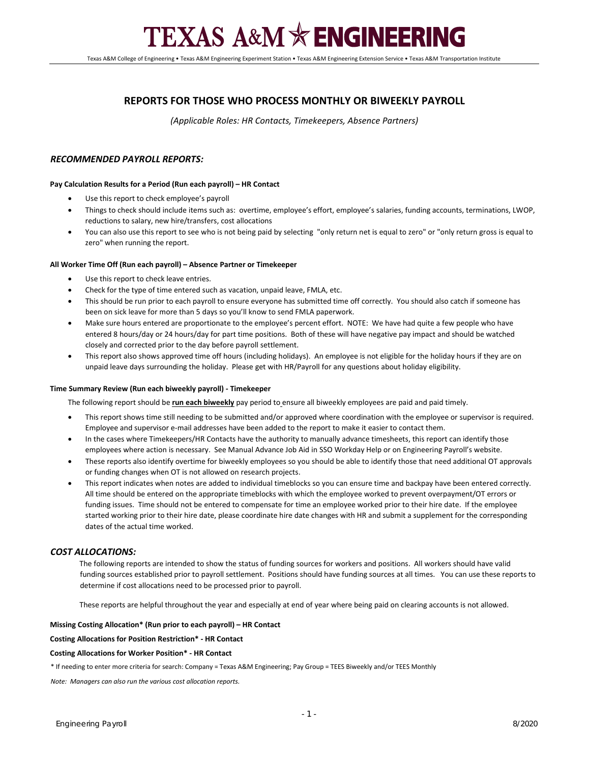# TEXAS A&M ENGINEERING

Texas A&M College of Engineering • Texas A&M Engineering Experiment Station • Texas A&M Engineering Extension Service • Texas A&M Transportation Institute

## REPORTS FOR THOSE WHO PROCESS MONTHLY OR BIWEEKLY PAYROLL

*(Applicable Roles: HR Contacts, Timekeepers, Absence Partners)*

### *RECOMMENDED PAYROLL REPORTS:*

**Pay Calculation Results for a Period (Run each payroll) – HR Contact**

- Use this report to check employee's payroll
- Things to check should include items such as: overtime, employee's effort, employee's salaries, funding accounts, terminations, LWOP, reductions to salary, new hire/transfers, cost allocations
- You can also use this report to see who is not being paid by selecting "only return net is equal to zero" or "only return gross is equal to zero" when running the report.

**All Worker Time Off (Run each payroll) – Absence Partner or Timekeeper**

- Use this report to check leave entries.
- Check for the type of time entered such as vacation, unpaid leave, FMLA, etc.
- This should be run prior to each payroll to ensure everyone has submitted time off correctly. You should also catch if someone has been on sick leave for more than 5 days so you'll know to send FMLA paperwork.
- Make sure hours entered are proportionate to the employee's percent effort. NOTE: We have had quite a few people who have entered 8 hours/day or 24 hours/day for part time positions. Both of these will have negative pay impact and should be watched closely and corrected prior to the day before payroll settlement.
- This report also shows approved time off hours (including holidays). An employee is not eligible for the holiday hours if they are on unpaid leave days surrounding the holiday. Please get with HR/Payroll for any questions about holiday eligibility.

**Time Summary Review (Run each biweekly payroll) - Timekeeper**

The following report should be **run each biweekly** pay period to ensure all biweekly employees are paid and paid timely.

- This report shows time still needing to be submitted and/or approved where coordination with the employee or supervisor is required. Employee and supervisor e-mail addresses have been added to the report to make it easier to contact them.
- In the cases where Timekeepers/HR Contacts have the authority to manually advance timesheets, this report can identify those employees where action is necessary. See Manual Advance Job Aid in SSO Workday Help or on Engineering Payroll's website.
- These reports also identify overtime for biweekly employees so you should be able to identify those that need additional OT approvals or funding changes when OT is not allowed on research projects.
- This report indicates when notes are added to individual timeblocks so you can ensure time and backpay have been entered correctly. All time should be entered on the appropriate timeblocks with which the employee worked to prevent overpayment/OT errors or funding issues. Time should not be entered to compensate for time an employee worked prior to their hire date. If the employee started working prior to their hire date, please coordinate hire date changes with HR and submit a supplement for the corresponding dates of the actual time worked.

### *COST ALLOCATIONS:*

The following reports are intended to show the status of funding sources for workers and positions. All workers should have valid funding sources established prior to payroll settlement. Positions should have funding sources at all times. You can use these reports to determine if cost allocations need to be processed prior to payroll.

These reports are helpful throughout the year and especially at end of year where being paid on clearing accounts is not allowed.

**Missing Costing Allocation\* (Run prior to each payroll) – HR Contact**

**Costing Allocations for Position Restriction\* - HR Contact**

**Costing Allocations for Worker Position\* - HR Contact**

\* If needing to enter more criteria for search: Company = Texas A&M Engineering; Pay Group = TEES Biweekly and/or TEES Monthly

*Note: Managers can also run the various cost allocation reports.*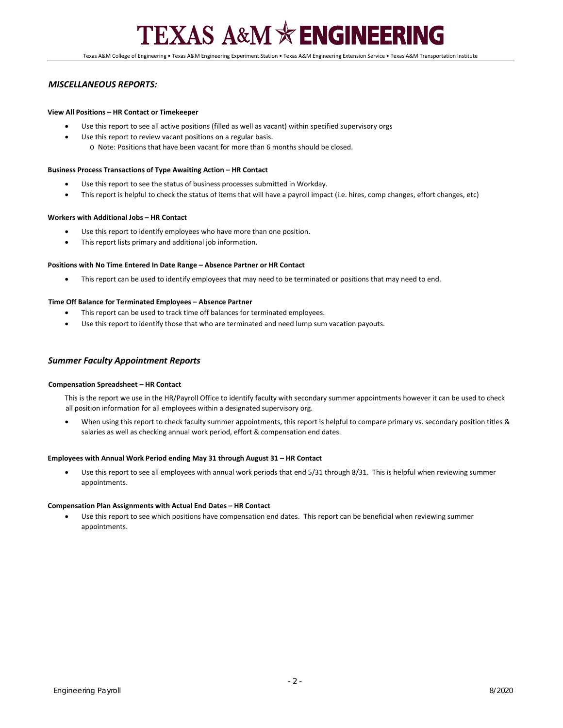## *MISCELLANEOUS REPORTS:*

**View All Positions – HR Contact or Timekeeper**

- Use this report to see all active positions (filled as well as vacant) within specified supervisory orgs
- Use this report to review vacant positions on a regular basis.
  - Note: Positions that have been vacant for more than 6 months should be closed.

**Business Process Transactions of Type Awaiting Action – HR Contact**

- Use this report to see the status of business processes submitted in Workday.
- This report is helpful to check the status of items that will have a payroll impact (i.e. hires, comp changes, effort changes, etc)

**Workers with Additional Jobs – HR Contact**

- Use this report to identify employees who have more than one position.
- This report lists primary and additional job information.

**Positions with No Time Entered In Date Range – Absence Partner or HR Contact**

- This report can be used to identify employees that may need to be terminated or positions that may need to end.

**Time Off Balance for Terminated Employees – Absence Partner**

- This report can be used to track time off balances for terminated employees.
- Use this report to identify those that who are terminated and need lump sum vacation payouts.

## *Summer Faculty Appointment Reports*

**Compensation Spreadsheet – HR Contact**

This is the report we use in the HR/Payroll Office to identify faculty with secondary summer appointments however it can be used to check all position information for all employees within a designated supervisory org.

- When using this report to check faculty summer appointments, this report is helpful to compare primary vs. secondary position titles & salaries as well as checking annual work period, effort & compensation end dates.

**Employees with Annual Work Period ending May 31 through August 31 – HR Contact**

- Use this report to see all employees with annual work periods that end 5/31 through 8/31. This is helpful when reviewing summer appointments.

**Compensation Plan Assignments with Actual End Dates – HR Contact**

- Use this report to see which positions have compensation end dates. This report can be beneficial when reviewing summer appointments.